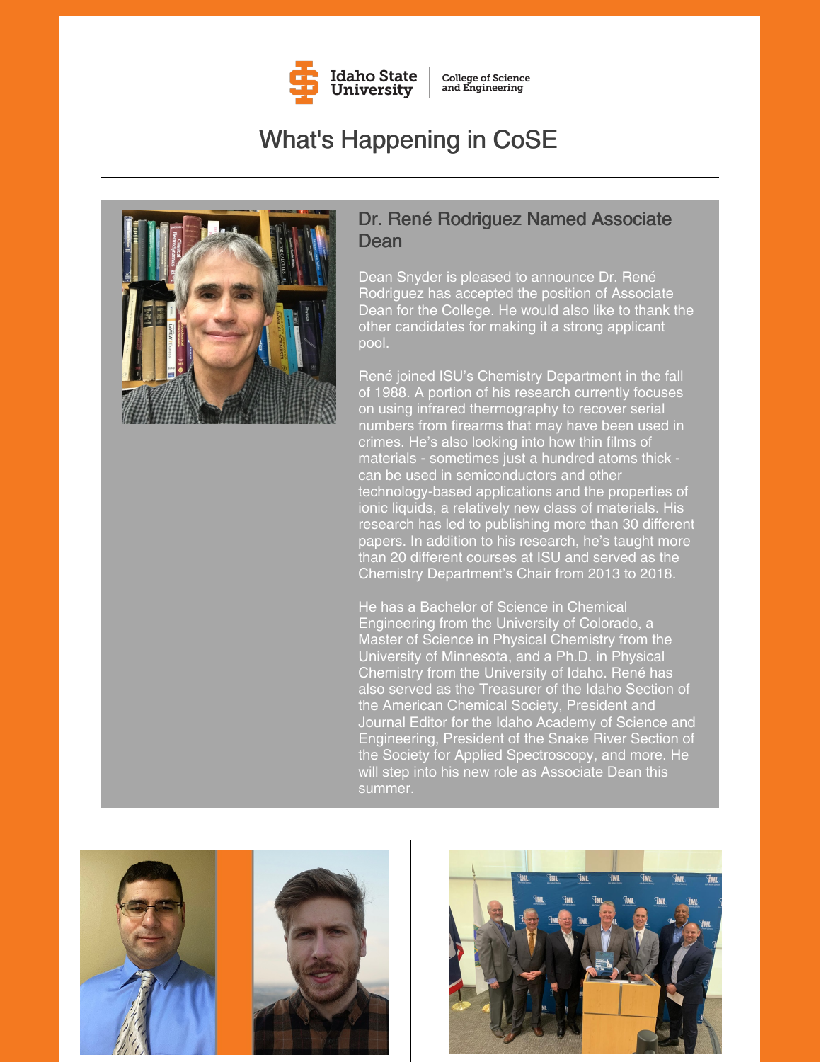Idaho State University | College of Science and Engineering

# What's Happening in CoSE

## Dr. René Rodriguez Named Associate Dean

Dean Snyder is pleased to announce Dr. René Rodriguez has accepted the position of Associate Dean for the College. He would also like to thank the other candidates for making it a strong applicant pool.

René joined ISU's Chemistry Department in the fall of 1988. A portion of his research currently focuses on using infrared thermography to recover serial numbers from firearms that may have been used in crimes. He's also looking into how thin films of materials - sometimes just a hundred atoms thick - can be used in semiconductors and other technology-based applications and the properties of ionic liquids, a relatively new class of materials. His research has led to publishing more than 30 different papers. In addition to his research, he's taught more than 20 different courses at ISU and served as the Chemistry Department's Chair from 2013 to 2018.

He has a Bachelor of Science in Chemical Engineering from the University of Colorado, a Master of Science in Physical Chemistry from the University of Minnesota, and a Ph.D. in Physical Chemistry from the University of Idaho. René has also served as the Treasurer of the Idaho Section of the American Chemical Society, President and Journal Editor for the Idaho Academy of Science and Engineering, President of the Snake River Section of the Society for Applied Spectroscopy, and more. He will step into his new role as Associate Dean this summer.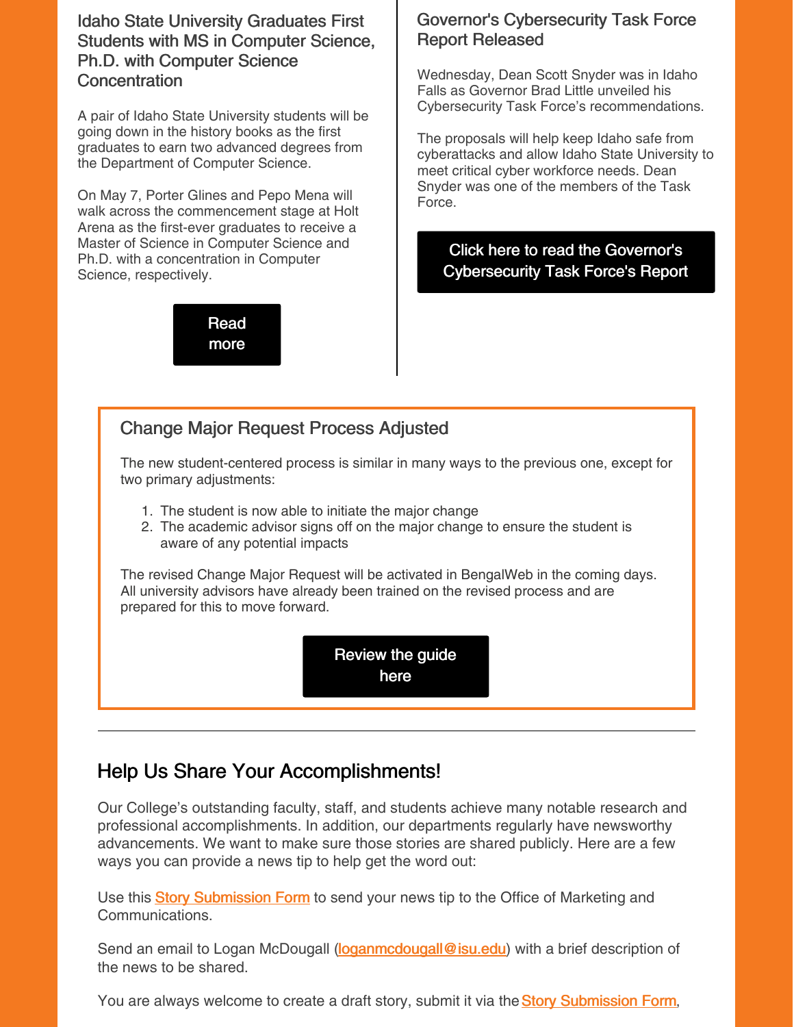## Idaho State University Graduates First Students with MS in Computer Science, Ph.D. with Computer Science Concentration

A pair of Idaho State University students will be going down in the history books as the first graduates to earn two advanced degrees from the Department of Computer Science.

On May 7, Porter Glines and Pepo Mena will walk across the commencement stage at Holt Arena as the first-ever graduates to receive a Master of Science in Computer Science and Ph.D. with a concentration in Computer Science, respectively.

Read more

## Governor's Cybersecurity Task Force Report Released

Wednesday, Dean Scott Snyder was in Idaho Falls as Governor Brad Little unveiled his Cybersecurity Task Force's recommendations.

The proposals will help keep Idaho safe from cyberattacks and allow Idaho State University to meet critical cyber workforce needs. Dean Snyder was one of the members of the Task Force.

Click here to read the Governor's Cybersecurity Task Force's Report

## Change Major Request Process Adjusted

The new student-centered process is similar in many ways to the previous one, except for two primary adjustments:

1. The student is now able to initiate the major change
2. The academic advisor signs off on the major change to ensure the student is aware of any potential impacts

The revised Change Major Request will be activated in BengalWeb in the coming days. All university advisors have already been trained on the revised process and are prepared for this to move forward.

Review the guide here

---

## Help Us Share Your Accomplishments!

Our College's outstanding faculty, staff, and students achieve many notable research and professional accomplishments. In addition, our departments regularly have newsworthy advancements. We want to make sure those stories are shared publicly. Here are a few ways you can provide a news tip to help get the word out:

Use this Story Submission Form to send your news tip to the Office of Marketing and Communications.

Send an email to Logan McDougall (loganmcdougall@isu.edu) with a brief description of the news to be shared.

You are always welcome to create a draft story, submit it via the Story Submission Form,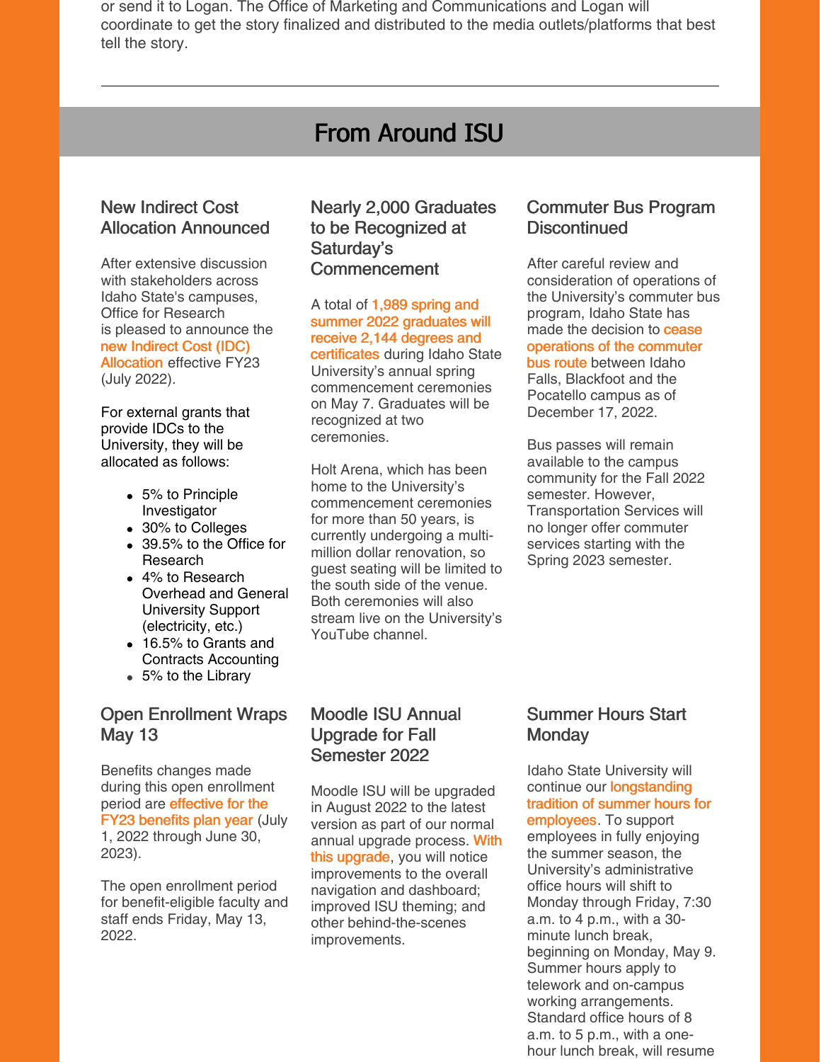or send it to Logan. The Office of Marketing and Communications and Logan will coordinate to get the story finalized and distributed to the media outlets/platforms that best tell the story.

---

## From Around ISU

### New Indirect Cost Allocation Announced

After extensive discussion with stakeholders across Idaho State's campuses, Office for Research is pleased to announce the new Indirect Cost (IDC) Allocation effective FY23 (July 2022).

For external grants that provide IDCs to the University, they will be allocated as follows:

- 5% to Principle Investigator
- 30% to Colleges
- 39.5% to the Office for Research
- 4% to Research Overhead and General University Support (electricity, etc.)
- 16.5% to Grants and Contracts Accounting
- 5% to the Library

### Nearly 2,000 Graduates to be Recognized at Saturday's Commencement

A total of 1,989 spring and summer 2022 graduates will receive 2,144 degrees and certificates during Idaho State University's annual spring commencement ceremonies on May 7. Graduates will be recognized at two ceremonies.

Holt Arena, which has been home to the University's commencement ceremonies for more than 50 years, is currently undergoing a multi-million dollar renovation, so guest seating will be limited to the south side of the venue. Both ceremonies will also stream live on the University's YouTube channel.

### Commuter Bus Program Discontinued

After careful review and consideration of operations of the University's commuter bus program, Idaho State has made the decision to cease operations of the commuter bus route between Idaho Falls, Blackfoot and the Pocatello campus as of December 17, 2022.

Bus passes will remain available to the campus community for the Fall 2022 semester. However, Transportation Services will no longer offer commuter services starting with the Spring 2023 semester.

### Open Enrollment Wraps May 13

Benefits changes made during this open enrollment period are effective for the FY23 benefits plan year (July 1, 2022 through June 30, 2023).

The open enrollment period for benefit-eligible faculty and staff ends Friday, May 13, 2022.

### Moodle ISU Annual Upgrade for Fall Semester 2022

Moodle ISU will be upgraded in August 2022 to the latest version as part of our normal annual upgrade process. With this upgrade, you will notice improvements to the overall navigation and dashboard; improved ISU theming; and other behind-the-scenes improvements.

### Summer Hours Start Monday

Idaho State University will continue our longstanding tradition of summer hours for employees. To support employees in fully enjoying the summer season, the University's administrative office hours will shift to Monday through Friday, 7:30 a.m. to 4 p.m., with a 30-minute lunch break, beginning on Monday, May 9. Summer hours apply to telework and on-campus working arrangements. Standard office hours of 8 a.m. to 5 p.m., with a one-hour lunch break, will resume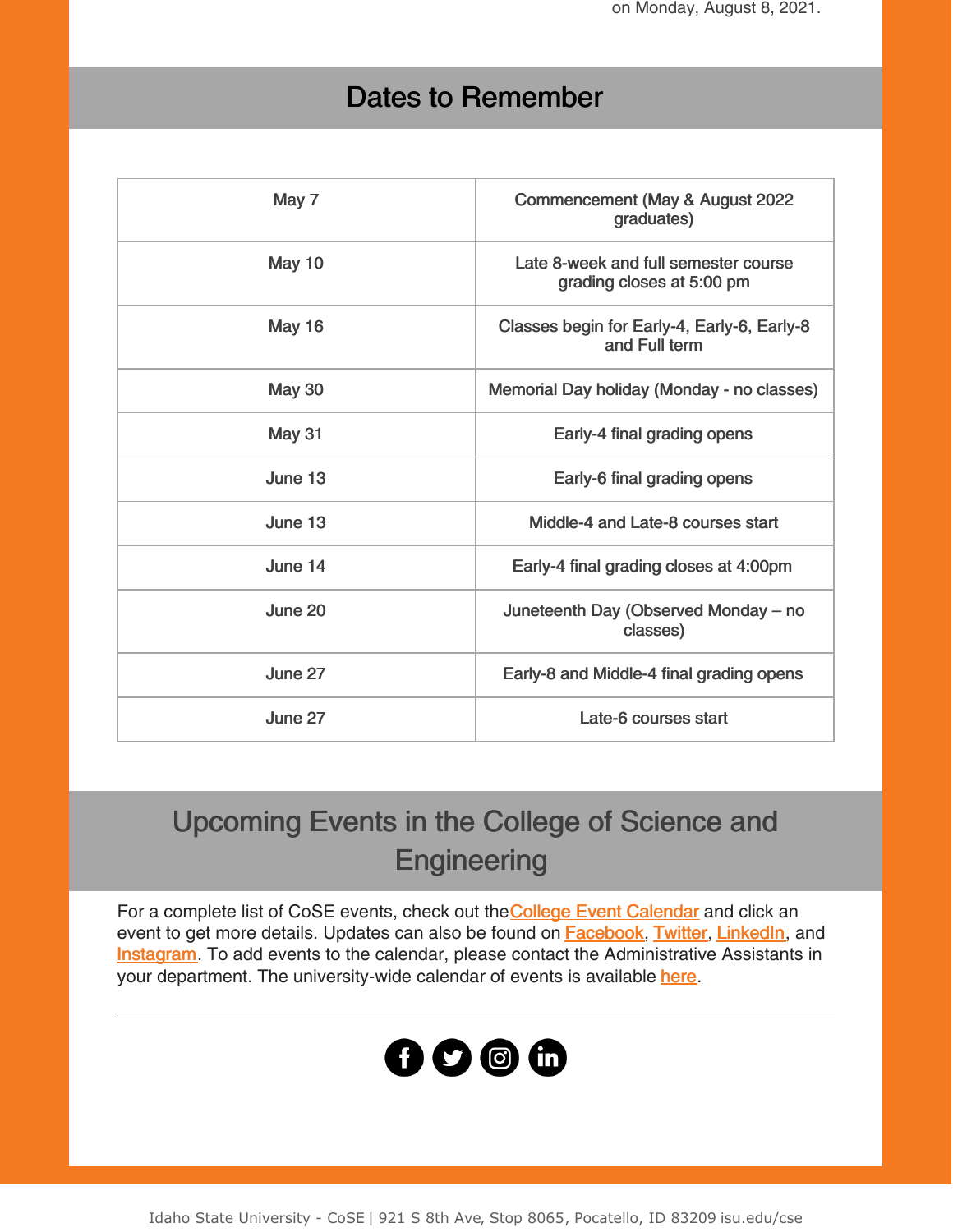on Monday, August 8, 2021.

## Dates to Remember

| | |
|---|---|
| May 7 | Commencement (May & August 2022 graduates) |
| May 10 | Late 8-week and full semester course grading closes at 5:00 pm |
| May 16 | Classes begin for Early-4, Early-6, Early-8 and Full term |
| May 30 | Memorial Day holiday (Monday - no classes) |
| May 31 | Early-4 final grading opens |
| June 13 | Early-6 final grading opens |
| June 13 | Middle-4 and Late-8 courses start |
| June 14 | Early-4 final grading closes at 4:00pm |
| June 20 | Juneteenth Day (Observed Monday – no classes) |
| June 27 | Early-8 and Middle-4 final grading opens |
| June 27 | Late-6 courses start |

## Upcoming Events in the College of Science and Engineering

For a complete list of CoSE events, check out the College Event Calendar and click an event to get more details. Updates can also be found on Facebook, Twitter, LinkedIn, and Instagram. To add events to the calendar, please contact the Administrative Assistants in your department. The university-wide calendar of events is available here.

---

Idaho State University - CoSE | 921 S 8th Ave, Stop 8065, Pocatello, ID 83209 isu.edu/cse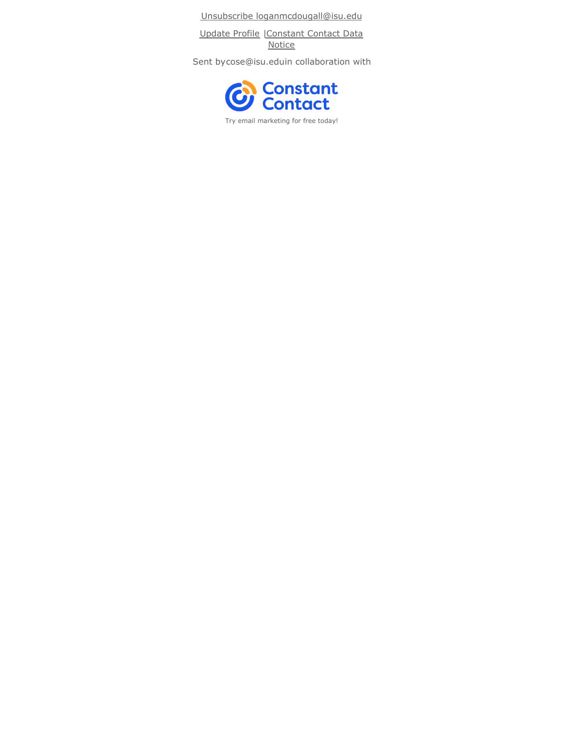Unsubscribe loganmcdougall@isu.edu

Update Profile |Constant Contact Data Notice

Sent bycose@isu.eduin collaboration with

Constant Contact

Try email marketing for free today!